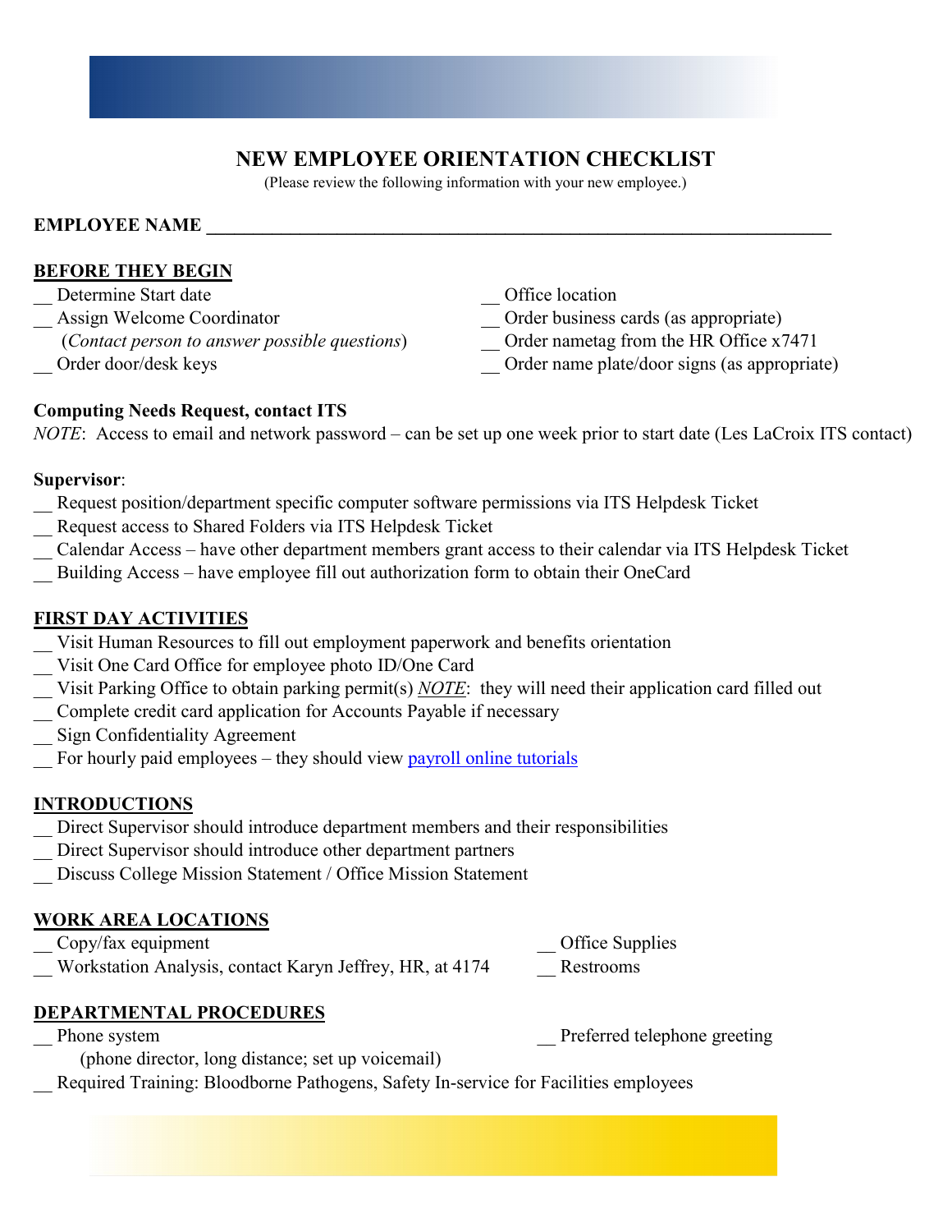# NEW EMPLOYEE ORIENTATION CHECKLIST

(Please review the following information with your new employee.)

**EMPLOYEE NAME** ______________________________________________________________

## BEFORE THEY BEGIN

__ Determine Start date
__ Assign Welcome Coordinator
   (*Contact person to answer possible questions*)
__ Order door/desk keys
__ Office location
__ Order business cards (as appropriate)
__ Order nametag from the HR Office x7471
__ Order name plate/door signs (as appropriate)

**Computing Needs Request, contact ITS**

*NOTE*: Access to email and network password – can be set up one week prior to start date (Les LaCroix ITS contact)

**Supervisor**:

__ Request position/department specific computer software permissions via ITS Helpdesk Ticket
__ Request access to Shared Folders via ITS Helpdesk Ticket
__ Calendar Access – have other department members grant access to their calendar via ITS Helpdesk Ticket
__ Building Access – have employee fill out authorization form to obtain their OneCard

## FIRST DAY ACTIVITIES

__ Visit Human Resources to fill out employment paperwork and benefits orientation
__ Visit One Card Office for employee photo ID/One Card
__ Visit Parking Office to obtain parking permit(s) ***NOTE***: they will need their application card filled out
__ Complete credit card application for Accounts Payable if necessary
__ Sign Confidentiality Agreement
__ For hourly paid employees – they should view payroll online tutorials

## INTRODUCTIONS

__ Direct Supervisor should introduce department members and their responsibilities
__ Direct Supervisor should introduce other department partners
__ Discuss College Mission Statement / Office Mission Statement

## WORK AREA LOCATIONS

__ Copy/fax equipment
__ Workstation Analysis, contact Karyn Jeffrey, HR, at 4174
__ Office Supplies
__ Restrooms

## DEPARTMENTAL PROCEDURES

__ Phone system
   (phone director, long distance; set up voicemail)
__ Preferred telephone greeting
__ Required Training: Bloodborne Pathogens, Safety In-service for Facilities employees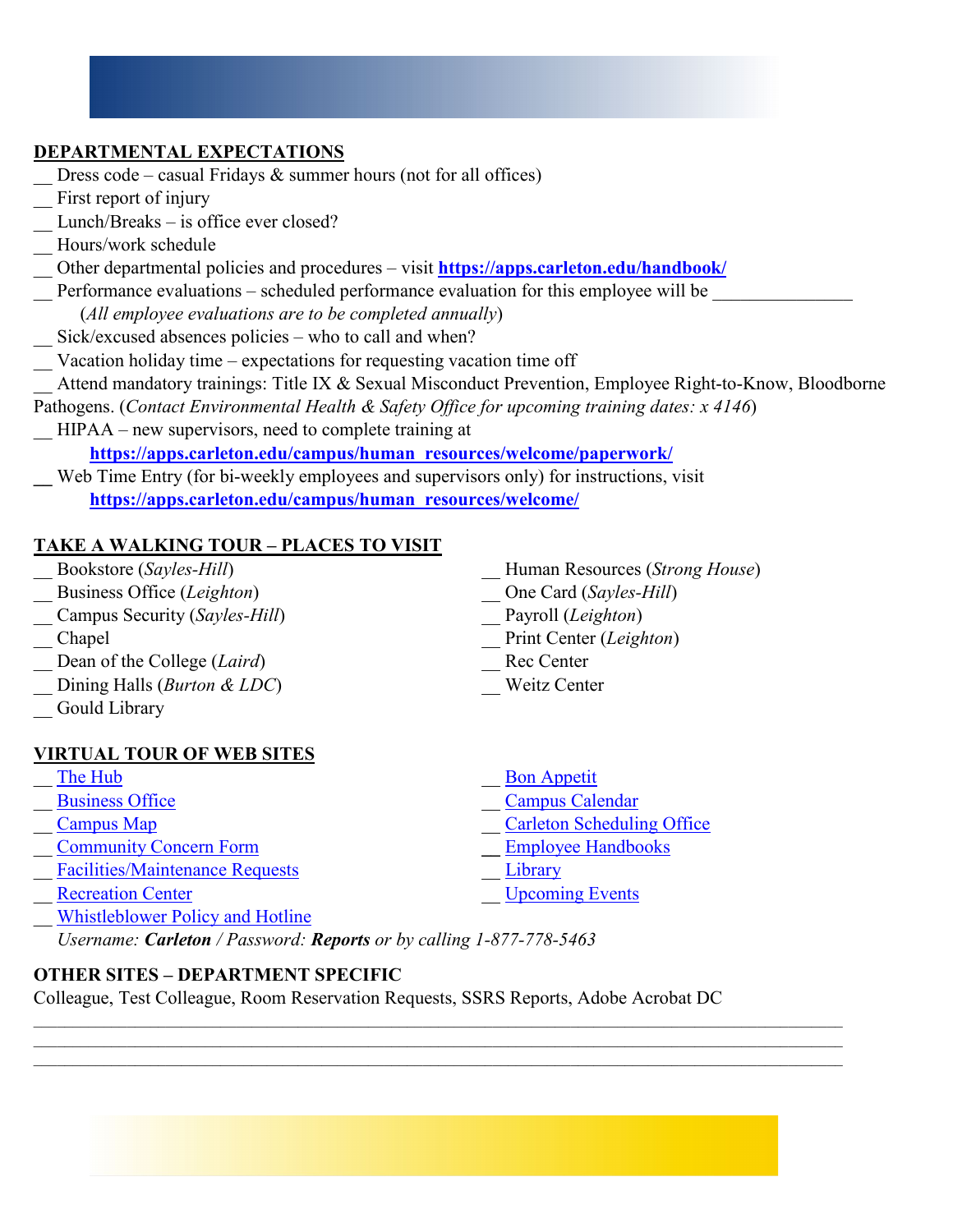## DEPARTMENTAL EXPECTATIONS

__ Dress code – casual Fridays & summer hours (not for all offices)
__ First report of injury
__ Lunch/Breaks – is office ever closed?
__ Hours/work schedule
__ Other departmental policies and procedures – visit **https://apps.carleton.edu/handbook/**
__ Performance evaluations – scheduled performance evaluation for this employee will be _______________
(*All employee evaluations are to be completed annually*)
__ Sick/excused absences policies – who to call and when?
__ Vacation holiday time – expectations for requesting vacation time off
__ Attend mandatory trainings: Title IX & Sexual Misconduct Prevention, Employee Right-to-Know, Bloodborne Pathogens. (*Contact Environmental Health & Safety Office for upcoming training dates: x 4146*)
__ HIPAA – new supervisors, need to complete training at **https://apps.carleton.edu/campus/human_resources/welcome/paperwork/**
__ Web Time Entry (for bi-weekly employees and supervisors only) for instructions, visit **https://apps.carleton.edu/campus/human_resources/welcome/**

## TAKE A WALKING TOUR – PLACES TO VISIT

__ Bookstore (*Sayles-Hill*)
__ Business Office (*Leighton*)
__ Campus Security (*Sayles-Hill*)
__ Chapel
__ Dean of the College (*Laird*)
__ Dining Halls (*Burton & LDC*)
__ Gould Library
__ Human Resources (*Strong House*)
__ One Card (*Sayles-Hill*)
__ Payroll (*Leighton*)
__ Print Center (*Leighton*)
__ Rec Center
__ Weitz Center

## VIRTUAL TOUR OF WEB SITES

__ The Hub
__ Business Office
__ Campus Map
__ Community Concern Form
__ Facilities/Maintenance Requests
__ Recreation Center
__ Whistleblower Policy and Hotline
*Username: **Carleton** / Password: **Reports** or by calling 1-877-778-5463*
__ Bon Appetit
__ Campus Calendar
__ Carleton Scheduling Office
__ Employee Handbooks
__ Library
__ Upcoming Events

## OTHER SITES – DEPARTMENT SPECIFIC

Colleague, Test Colleague, Room Reservation Requests, SSRS Reports, Adobe Acrobat DC

______________________________________________________________________________
______________________________________________________________________________
______________________________________________________________________________